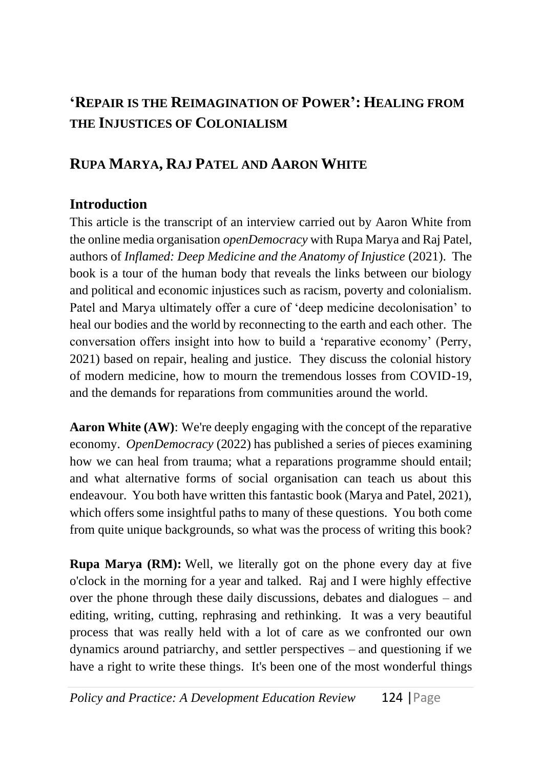# 'Repair is the Reimagination of Power': Healing from the Injustices of Colonialism

## Rupa Marya, Raj Patel and Aaron White

### Introduction

This article is the transcript of an interview carried out by Aaron White from the online media organisation *openDemocracy* with Rupa Marya and Raj Patel, authors of *Inflamed: Deep Medicine and the Anatomy of Injustice* (2021). The book is a tour of the human body that reveals the links between our biology and political and economic injustices such as racism, poverty and colonialism. Patel and Marya ultimately offer a cure of 'deep medicine decolonisation' to heal our bodies and the world by reconnecting to the earth and each other. The conversation offers insight into how to build a 'reparative economy' (Perry, 2021) based on repair, healing and justice. They discuss the colonial history of modern medicine, how to mourn the tremendous losses from COVID-19, and the demands for reparations from communities around the world.

**Aaron White (AW)**: We're deeply engaging with the concept of the reparative economy. *OpenDemocracy* (2022) has published a series of pieces examining how we can heal from trauma; what a reparations programme should entail; and what alternative forms of social organisation can teach us about this endeavour. You both have written this fantastic book (Marya and Patel, 2021), which offers some insightful paths to many of these questions. You both come from quite unique backgrounds, so what was the process of writing this book?

**Rupa Marya (RM):** Well, we literally got on the phone every day at five o'clock in the morning for a year and talked. Raj and I were highly effective over the phone through these daily discussions, debates and dialogues – and editing, writing, cutting, rephrasing and rethinking. It was a very beautiful process that was really held with a lot of care as we confronted our own dynamics around patriarchy, and settler perspectives – and questioning if we have a right to write these things. It's been one of the most wonderful things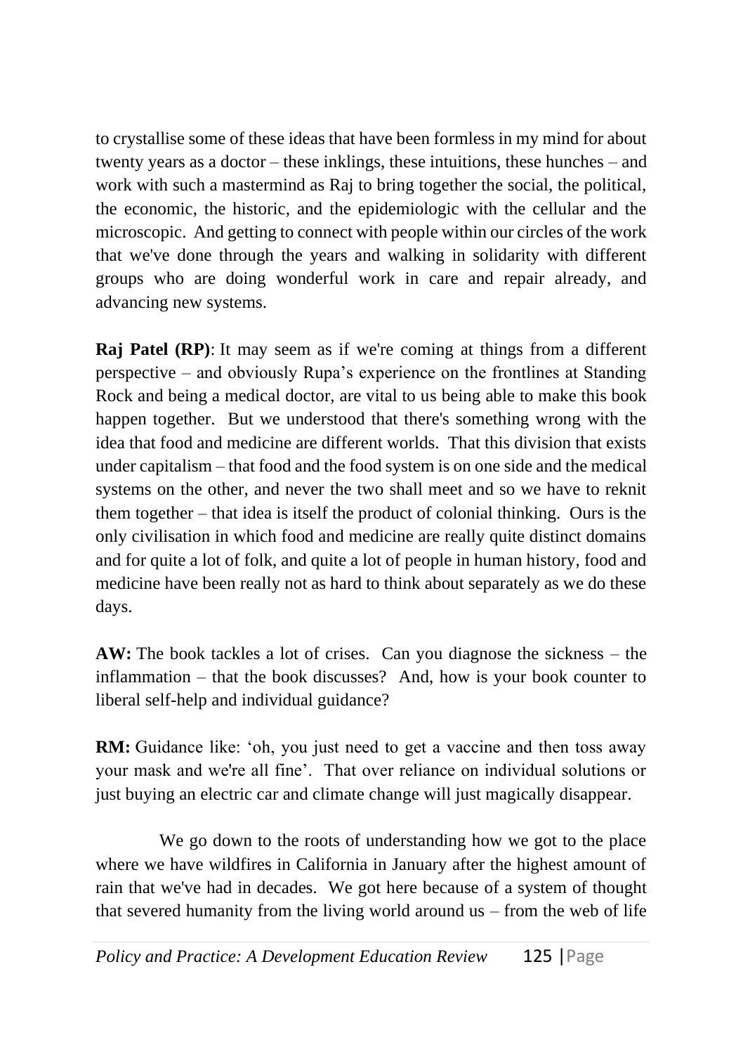to crystallise some of these ideas that have been formless in my mind for about twenty years as a doctor – these inklings, these intuitions, these hunches – and work with such a mastermind as Raj to bring together the social, the political, the economic, the historic, and the epidemiologic with the cellular and the microscopic. And getting to connect with people within our circles of the work that we've done through the years and walking in solidarity with different groups who are doing wonderful work in care and repair already, and advancing new systems.

**Raj Patel (RP)**: It may seem as if we're coming at things from a different perspective – and obviously Rupa's experience on the frontlines at Standing Rock and being a medical doctor, are vital to us being able to make this book happen together. But we understood that there's something wrong with the idea that food and medicine are different worlds. That this division that exists under capitalism – that food and the food system is on one side and the medical systems on the other, and never the two shall meet and so we have to reknit them together – that idea is itself the product of colonial thinking. Ours is the only civilisation in which food and medicine are really quite distinct domains and for quite a lot of folk, and quite a lot of people in human history, food and medicine have been really not as hard to think about separately as we do these days.

**AW:** The book tackles a lot of crises. Can you diagnose the sickness – the inflammation – that the book discusses? And, how is your book counter to liberal self-help and individual guidance?

**RM:** Guidance like: 'oh, you just need to get a vaccine and then toss away your mask and we're all fine'. That over reliance on individual solutions or just buying an electric car and climate change will just magically disappear.

We go down to the roots of understanding how we got to the place where we have wildfires in California in January after the highest amount of rain that we've had in decades. We got here because of a system of thought that severed humanity from the living world around us – from the web of life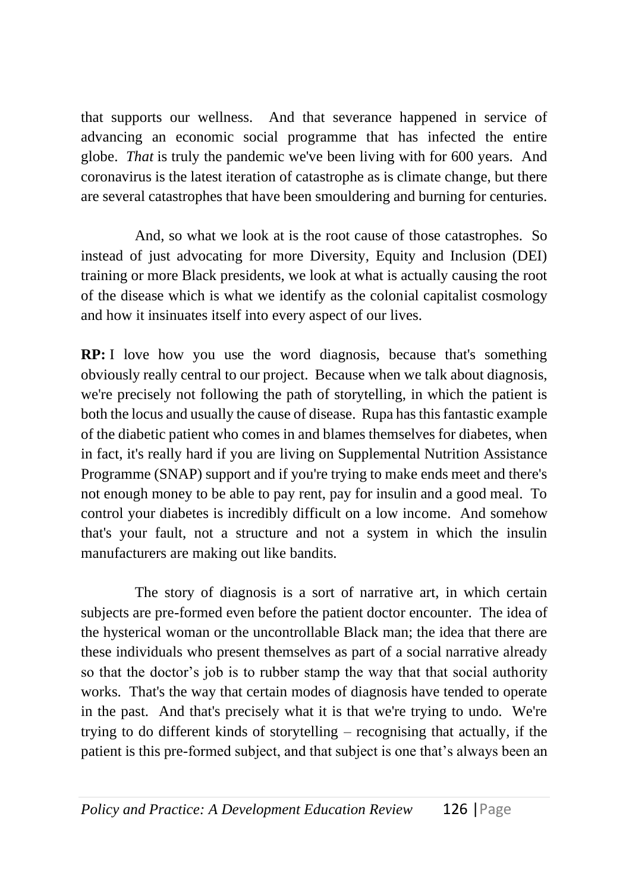that supports our wellness. And that severance happened in service of advancing an economic social programme that has infected the entire globe. *That* is truly the pandemic we've been living with for 600 years. And coronavirus is the latest iteration of catastrophe as is climate change, but there are several catastrophes that have been smouldering and burning for centuries.

And, so what we look at is the root cause of those catastrophes. So instead of just advocating for more Diversity, Equity and Inclusion (DEI) training or more Black presidents, we look at what is actually causing the root of the disease which is what we identify as the colonial capitalist cosmology and how it insinuates itself into every aspect of our lives.

**RP:** I love how you use the word diagnosis, because that's something obviously really central to our project. Because when we talk about diagnosis, we're precisely not following the path of storytelling, in which the patient is both the locus and usually the cause of disease. Rupa has this fantastic example of the diabetic patient who comes in and blames themselves for diabetes, when in fact, it's really hard if you are living on Supplemental Nutrition Assistance Programme (SNAP) support and if you're trying to make ends meet and there's not enough money to be able to pay rent, pay for insulin and a good meal. To control your diabetes is incredibly difficult on a low income. And somehow that's your fault, not a structure and not a system in which the insulin manufacturers are making out like bandits.

The story of diagnosis is a sort of narrative art, in which certain subjects are pre-formed even before the patient doctor encounter. The idea of the hysterical woman or the uncontrollable Black man; the idea that there are these individuals who present themselves as part of a social narrative already so that the doctor's job is to rubber stamp the way that that social authority works. That's the way that certain modes of diagnosis have tended to operate in the past. And that's precisely what it is that we're trying to undo. We're trying to do different kinds of storytelling – recognising that actually, if the patient is this pre-formed subject, and that subject is one that's always been an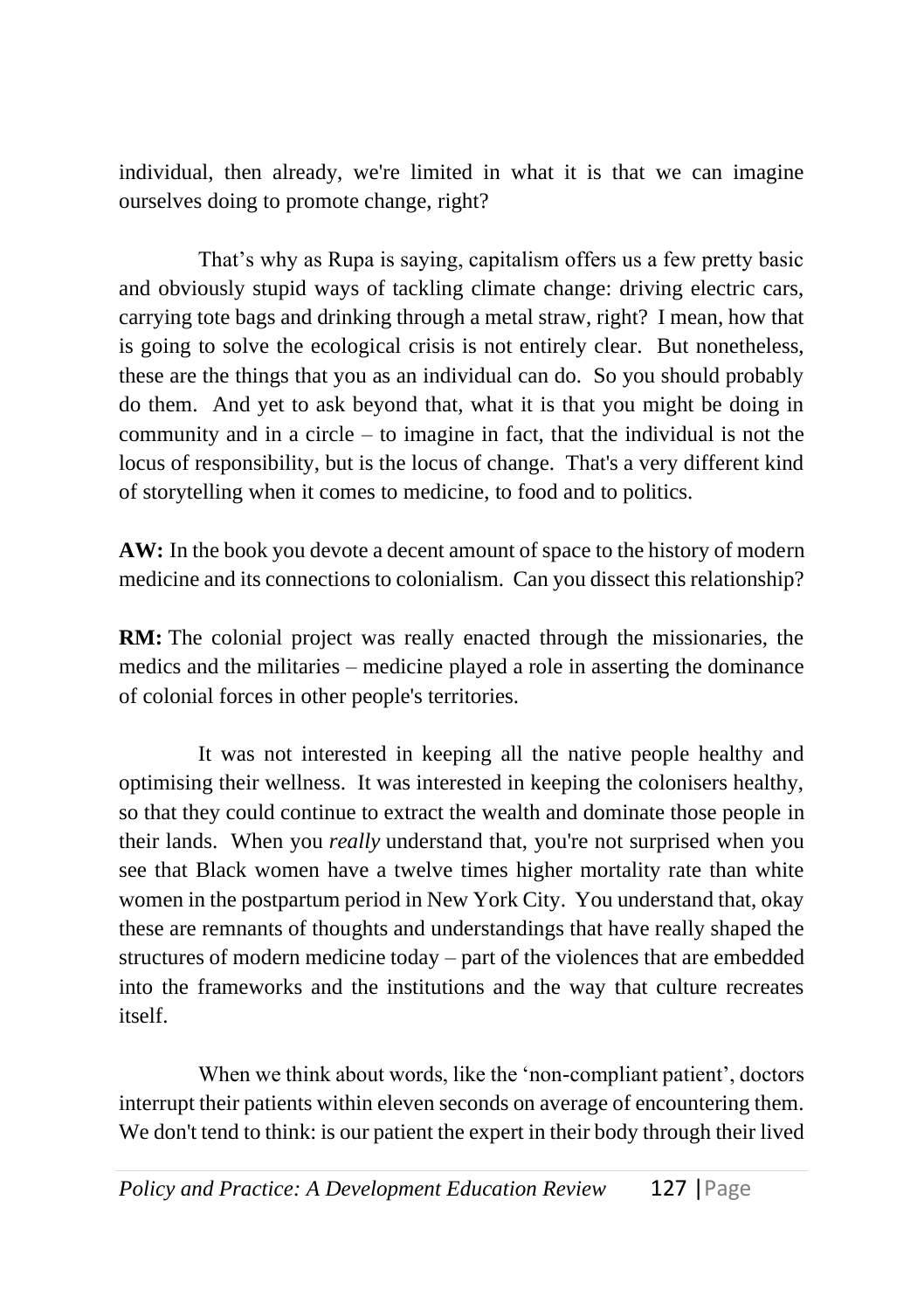individual, then already, we're limited in what it is that we can imagine ourselves doing to promote change, right?

That's why as Rupa is saying, capitalism offers us a few pretty basic and obviously stupid ways of tackling climate change: driving electric cars, carrying tote bags and drinking through a metal straw, right? I mean, how that is going to solve the ecological crisis is not entirely clear. But nonetheless, these are the things that you as an individual can do. So you should probably do them. And yet to ask beyond that, what it is that you might be doing in community and in a circle – to imagine in fact, that the individual is not the locus of responsibility, but is the locus of change. That's a very different kind of storytelling when it comes to medicine, to food and to politics.

**AW:** In the book you devote a decent amount of space to the history of modern medicine and its connections to colonialism. Can you dissect this relationship?

**RM:** The colonial project was really enacted through the missionaries, the medics and the militaries – medicine played a role in asserting the dominance of colonial forces in other people's territories.

It was not interested in keeping all the native people healthy and optimising their wellness. It was interested in keeping the colonisers healthy, so that they could continue to extract the wealth and dominate those people in their lands. When you *really* understand that, you're not surprised when you see that Black women have a twelve times higher mortality rate than white women in the postpartum period in New York City. You understand that, okay these are remnants of thoughts and understandings that have really shaped the structures of modern medicine today – part of the violences that are embedded into the frameworks and the institutions and the way that culture recreates itself.

When we think about words, like the 'non-compliant patient', doctors interrupt their patients within eleven seconds on average of encountering them. We don't tend to think: is our patient the expert in their body through their lived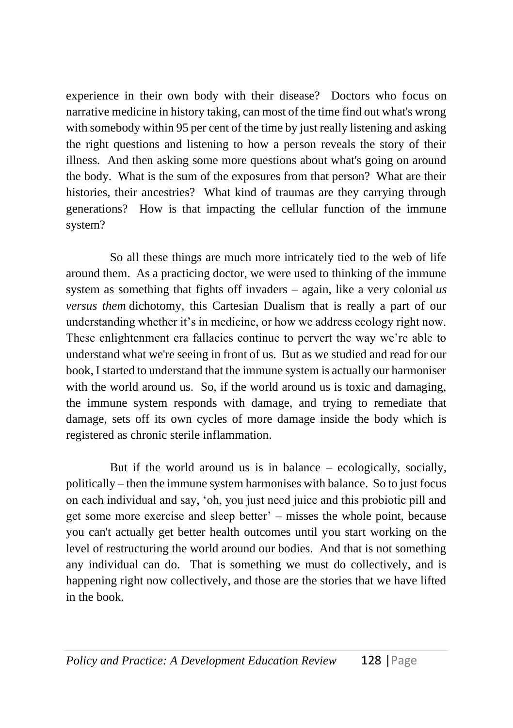experience in their own body with their disease? Doctors who focus on narrative medicine in history taking, can most of the time find out what's wrong with somebody within 95 per cent of the time by just really listening and asking the right questions and listening to how a person reveals the story of their illness. And then asking some more questions about what's going on around the body. What is the sum of the exposures from that person? What are their histories, their ancestries? What kind of traumas are they carrying through generations? How is that impacting the cellular function of the immune system?

So all these things are much more intricately tied to the web of life around them. As a practicing doctor, we were used to thinking of the immune system as something that fights off invaders – again, like a very colonial *us versus them* dichotomy, this Cartesian Dualism that is really a part of our understanding whether it's in medicine, or how we address ecology right now. These enlightenment era fallacies continue to pervert the way we're able to understand what we're seeing in front of us. But as we studied and read for our book, I started to understand that the immune system is actually our harmoniser with the world around us. So, if the world around us is toxic and damaging, the immune system responds with damage, and trying to remediate that damage, sets off its own cycles of more damage inside the body which is registered as chronic sterile inflammation.

But if the world around us is in balance – ecologically, socially, politically – then the immune system harmonises with balance. So to just focus on each individual and say, 'oh, you just need juice and this probiotic pill and get some more exercise and sleep better' – misses the whole point, because you can't actually get better health outcomes until you start working on the level of restructuring the world around our bodies. And that is not something any individual can do. That is something we must do collectively, and is happening right now collectively, and those are the stories that we have lifted in the book.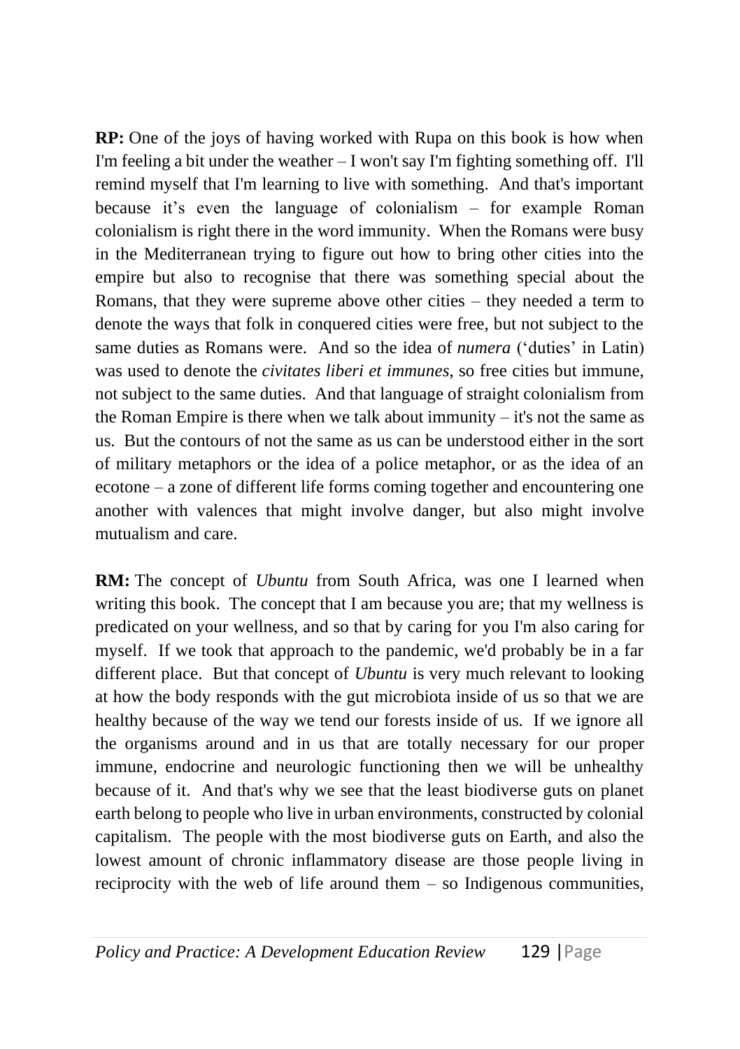**RP:** One of the joys of having worked with Rupa on this book is how when I'm feeling a bit under the weather – I won't say I'm fighting something off. I'll remind myself that I'm learning to live with something. And that's important because it's even the language of colonialism – for example Roman colonialism is right there in the word immunity. When the Romans were busy in the Mediterranean trying to figure out how to bring other cities into the empire but also to recognise that there was something special about the Romans, that they were supreme above other cities – they needed a term to denote the ways that folk in conquered cities were free, but not subject to the same duties as Romans were. And so the idea of *numera* ('duties' in Latin) was used to denote the *civitates liberi et immunes*, so free cities but immune, not subject to the same duties. And that language of straight colonialism from the Roman Empire is there when we talk about immunity – it's not the same as us. But the contours of not the same as us can be understood either in the sort of military metaphors or the idea of a police metaphor, or as the idea of an ecotone – a zone of different life forms coming together and encountering one another with valences that might involve danger, but also might involve mutualism and care.

**RM:** The concept of *Ubuntu* from South Africa, was one I learned when writing this book. The concept that I am because you are; that my wellness is predicated on your wellness, and so that by caring for you I'm also caring for myself. If we took that approach to the pandemic, we'd probably be in a far different place. But that concept of *Ubuntu* is very much relevant to looking at how the body responds with the gut microbiota inside of us so that we are healthy because of the way we tend our forests inside of us. If we ignore all the organisms around and in us that are totally necessary for our proper immune, endocrine and neurologic functioning then we will be unhealthy because of it. And that's why we see that the least biodiverse guts on planet earth belong to people who live in urban environments, constructed by colonial capitalism. The people with the most biodiverse guts on Earth, and also the lowest amount of chronic inflammatory disease are those people living in reciprocity with the web of life around them – so Indigenous communities,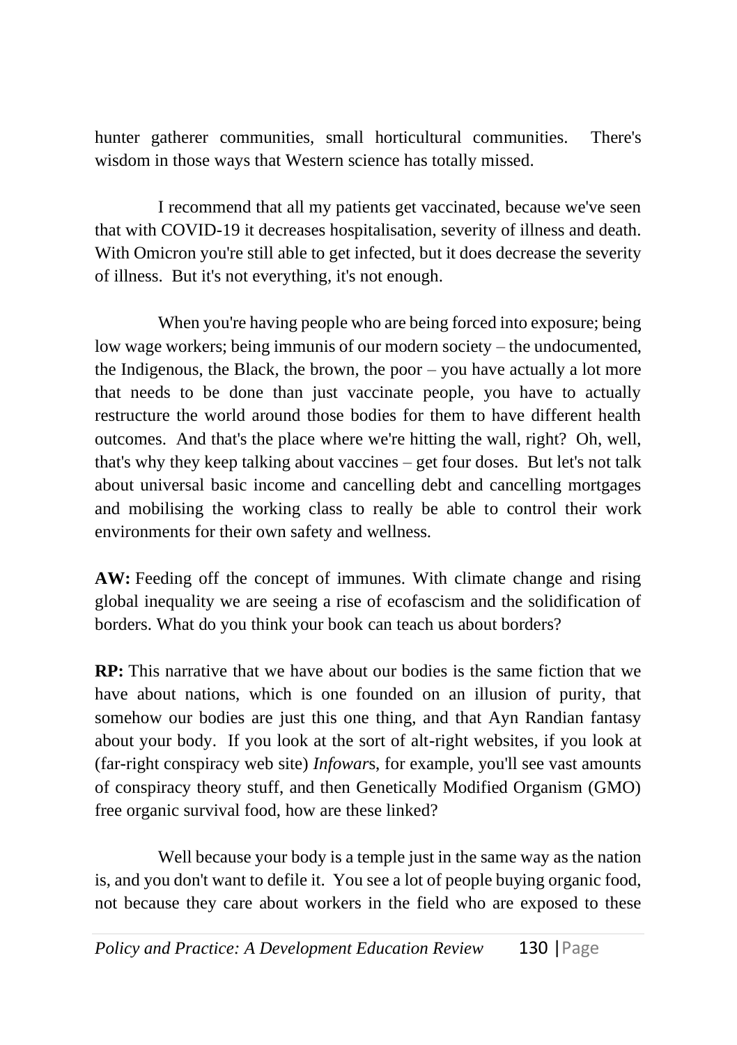hunter gatherer communities, small horticultural communities. There's wisdom in those ways that Western science has totally missed.

I recommend that all my patients get vaccinated, because we've seen that with COVID-19 it decreases hospitalisation, severity of illness and death. With Omicron you're still able to get infected, but it does decrease the severity of illness. But it's not everything, it's not enough.

When you're having people who are being forced into exposure; being low wage workers; being immunis of our modern society – the undocumented, the Indigenous, the Black, the brown, the poor – you have actually a lot more that needs to be done than just vaccinate people, you have to actually restructure the world around those bodies for them to have different health outcomes. And that's the place where we're hitting the wall, right? Oh, well, that's why they keep talking about vaccines – get four doses. But let's not talk about universal basic income and cancelling debt and cancelling mortgages and mobilising the working class to really be able to control their work environments for their own safety and wellness.

**AW:** Feeding off the concept of immunes. With climate change and rising global inequality we are seeing a rise of ecofascism and the solidification of borders. What do you think your book can teach us about borders?

**RP:** This narrative that we have about our bodies is the same fiction that we have about nations, which is one founded on an illusion of purity, that somehow our bodies are just this one thing, and that Ayn Randian fantasy about your body. If you look at the sort of alt-right websites, if you look at (far-right conspiracy web site) *Infowar*s, for example, you'll see vast amounts of conspiracy theory stuff, and then Genetically Modified Organism (GMO) free organic survival food, how are these linked?

Well because your body is a temple just in the same way as the nation is, and you don't want to defile it. You see a lot of people buying organic food, not because they care about workers in the field who are exposed to these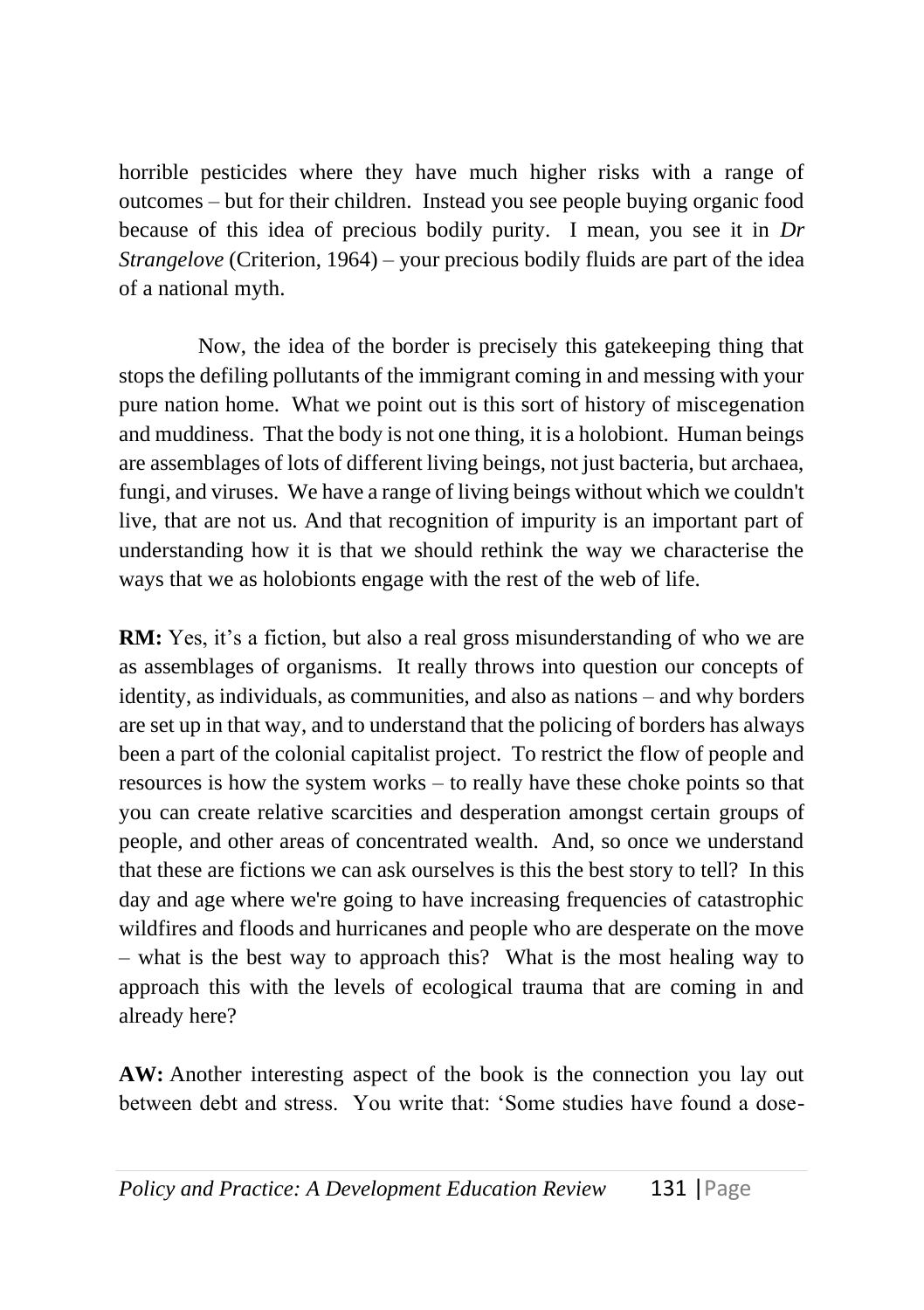horrible pesticides where they have much higher risks with a range of outcomes – but for their children. Instead you see people buying organic food because of this idea of precious bodily purity. I mean, you see it in *Dr Strangelove* (Criterion, 1964) – your precious bodily fluids are part of the idea of a national myth.

Now, the idea of the border is precisely this gatekeeping thing that stops the defiling pollutants of the immigrant coming in and messing with your pure nation home. What we point out is this sort of history of miscegenation and muddiness. That the body is not one thing, it is a holobiont. Human beings are assemblages of lots of different living beings, not just bacteria, but archaea, fungi, and viruses. We have a range of living beings without which we couldn't live, that are not us. And that recognition of impurity is an important part of understanding how it is that we should rethink the way we characterise the ways that we as holobionts engage with the rest of the web of life.

**RM:** Yes, it's a fiction, but also a real gross misunderstanding of who we are as assemblages of organisms. It really throws into question our concepts of identity, as individuals, as communities, and also as nations – and why borders are set up in that way, and to understand that the policing of borders has always been a part of the colonial capitalist project. To restrict the flow of people and resources is how the system works – to really have these choke points so that you can create relative scarcities and desperation amongst certain groups of people, and other areas of concentrated wealth. And, so once we understand that these are fictions we can ask ourselves is this the best story to tell? In this day and age where we're going to have increasing frequencies of catastrophic wildfires and floods and hurricanes and people who are desperate on the move – what is the best way to approach this? What is the most healing way to approach this with the levels of ecological trauma that are coming in and already here?

**AW:** Another interesting aspect of the book is the connection you lay out between debt and stress. You write that: 'Some studies have found a dose-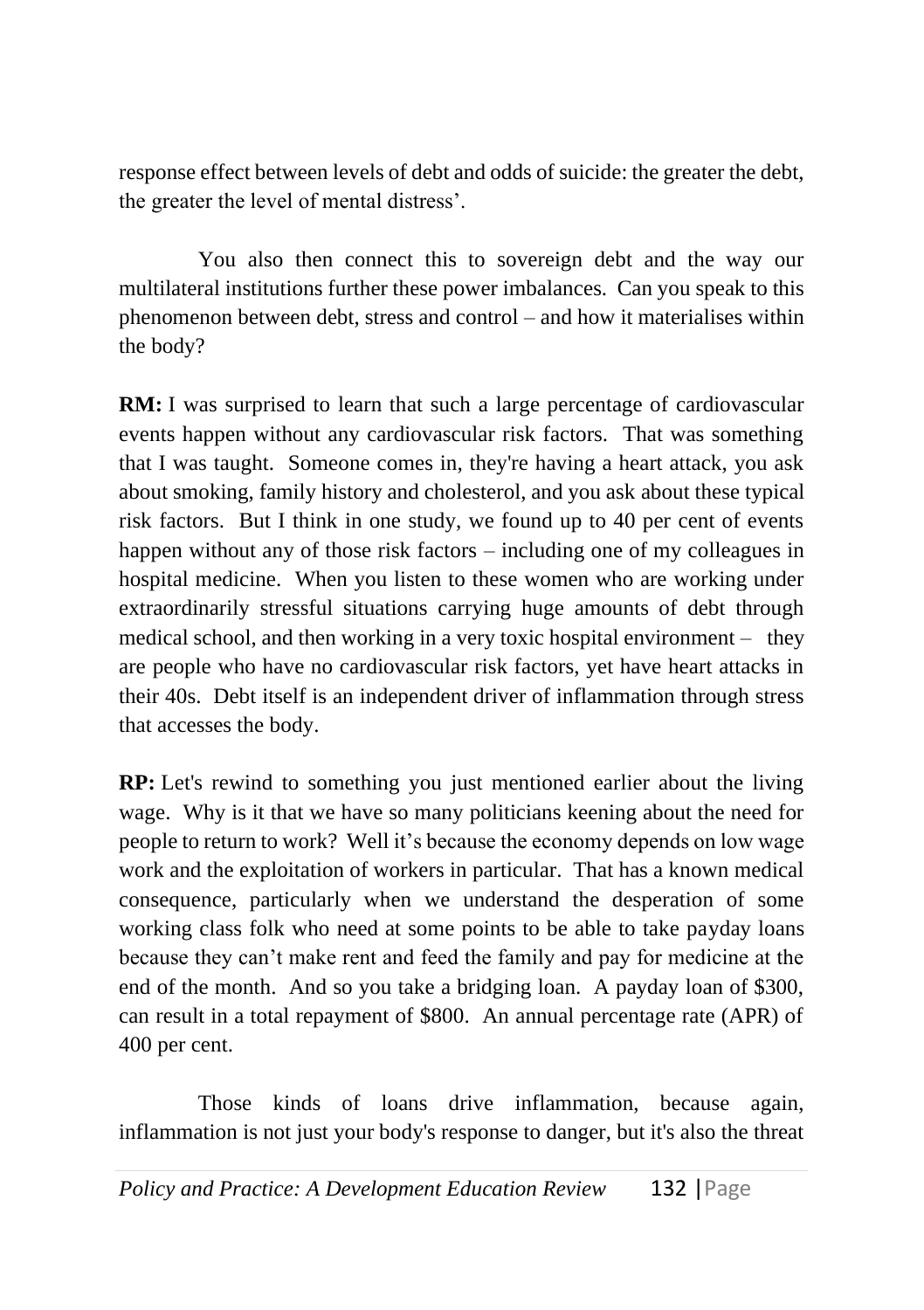response effect between levels of debt and odds of suicide: the greater the debt, the greater the level of mental distress'.

You also then connect this to sovereign debt and the way our multilateral institutions further these power imbalances. Can you speak to this phenomenon between debt, stress and control – and how it materialises within the body?

**RM:** I was surprised to learn that such a large percentage of cardiovascular events happen without any cardiovascular risk factors. That was something that I was taught. Someone comes in, they're having a heart attack, you ask about smoking, family history and cholesterol, and you ask about these typical risk factors. But I think in one study, we found up to 40 per cent of events happen without any of those risk factors – including one of my colleagues in hospital medicine. When you listen to these women who are working under extraordinarily stressful situations carrying huge amounts of debt through medical school, and then working in a very toxic hospital environment – they are people who have no cardiovascular risk factors, yet have heart attacks in their 40s. Debt itself is an independent driver of inflammation through stress that accesses the body.

**RP:** Let's rewind to something you just mentioned earlier about the living wage. Why is it that we have so many politicians keening about the need for people to return to work? Well it's because the economy depends on low wage work and the exploitation of workers in particular. That has a known medical consequence, particularly when we understand the desperation of some working class folk who need at some points to be able to take payday loans because they can't make rent and feed the family and pay for medicine at the end of the month. And so you take a bridging loan. A payday loan of $300, can result in a total repayment of $800. An annual percentage rate (APR) of 400 per cent.

Those kinds of loans drive inflammation, because again, inflammation is not just your body's response to danger, but it's also the threat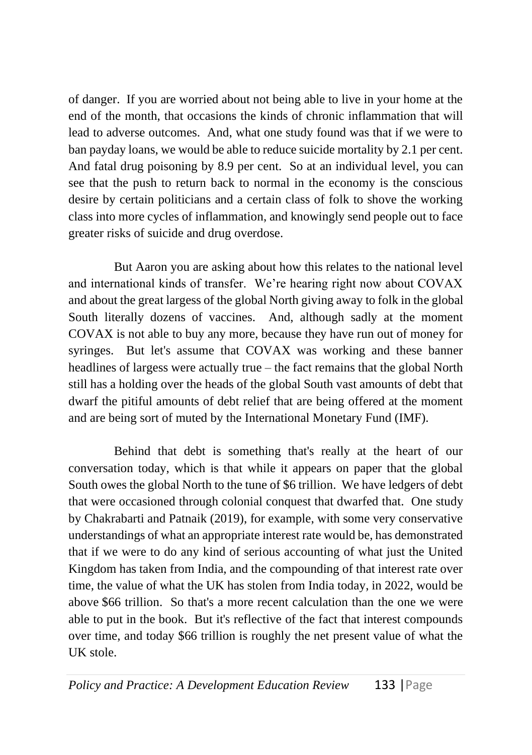of danger. If you are worried about not being able to live in your home at the end of the month, that occasions the kinds of chronic inflammation that will lead to adverse outcomes. And, what one study found was that if we were to ban payday loans, we would be able to reduce suicide mortality by 2.1 per cent. And fatal drug poisoning by 8.9 per cent. So at an individual level, you can see that the push to return back to normal in the economy is the conscious desire by certain politicians and a certain class of folk to shove the working class into more cycles of inflammation, and knowingly send people out to face greater risks of suicide and drug overdose.

But Aaron you are asking about how this relates to the national level and international kinds of transfer. We're hearing right now about COVAX and about the great largess of the global North giving away to folk in the global South literally dozens of vaccines. And, although sadly at the moment COVAX is not able to buy any more, because they have run out of money for syringes. But let's assume that COVAX was working and these banner headlines of largess were actually true – the fact remains that the global North still has a holding over the heads of the global South vast amounts of debt that dwarf the pitiful amounts of debt relief that are being offered at the moment and are being sort of muted by the International Monetary Fund (IMF).

Behind that debt is something that's really at the heart of our conversation today, which is that while it appears on paper that the global South owes the global North to the tune of $6 trillion. We have ledgers of debt that were occasioned through colonial conquest that dwarfed that. One study by Chakrabarti and Patnaik (2019), for example, with some very conservative understandings of what an appropriate interest rate would be, has demonstrated that if we were to do any kind of serious accounting of what just the United Kingdom has taken from India, and the compounding of that interest rate over time, the value of what the UK has stolen from India today, in 2022, would be above $66 trillion. So that's a more recent calculation than the one we were able to put in the book. But it's reflective of the fact that interest compounds over time, and today $66 trillion is roughly the net present value of what the UK stole.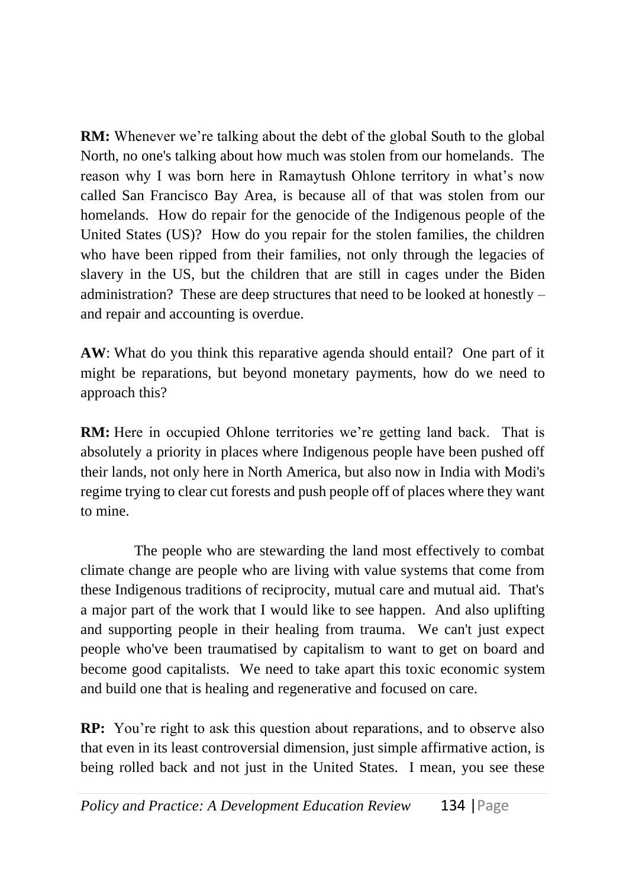**RM:** Whenever we're talking about the debt of the global South to the global North, no one's talking about how much was stolen from our homelands. The reason why I was born here in Ramaytush Ohlone territory in what's now called San Francisco Bay Area, is because all of that was stolen from our homelands. How do repair for the genocide of the Indigenous people of the United States (US)? How do you repair for the stolen families, the children who have been ripped from their families, not only through the legacies of slavery in the US, but the children that are still in cages under the Biden administration? These are deep structures that need to be looked at honestly – and repair and accounting is overdue.

**AW**: What do you think this reparative agenda should entail? One part of it might be reparations, but beyond monetary payments, how do we need to approach this?

**RM:** Here in occupied Ohlone territories we're getting land back. That is absolutely a priority in places where Indigenous people have been pushed off their lands, not only here in North America, but also now in India with Modi's regime trying to clear cut forests and push people off of places where they want to mine.

The people who are stewarding the land most effectively to combat climate change are people who are living with value systems that come from these Indigenous traditions of reciprocity, mutual care and mutual aid. That's a major part of the work that I would like to see happen. And also uplifting and supporting people in their healing from trauma. We can't just expect people who've been traumatised by capitalism to want to get on board and become good capitalists. We need to take apart this toxic economic system and build one that is healing and regenerative and focused on care.

**RP:** You're right to ask this question about reparations, and to observe also that even in its least controversial dimension, just simple affirmative action, is being rolled back and not just in the United States. I mean, you see these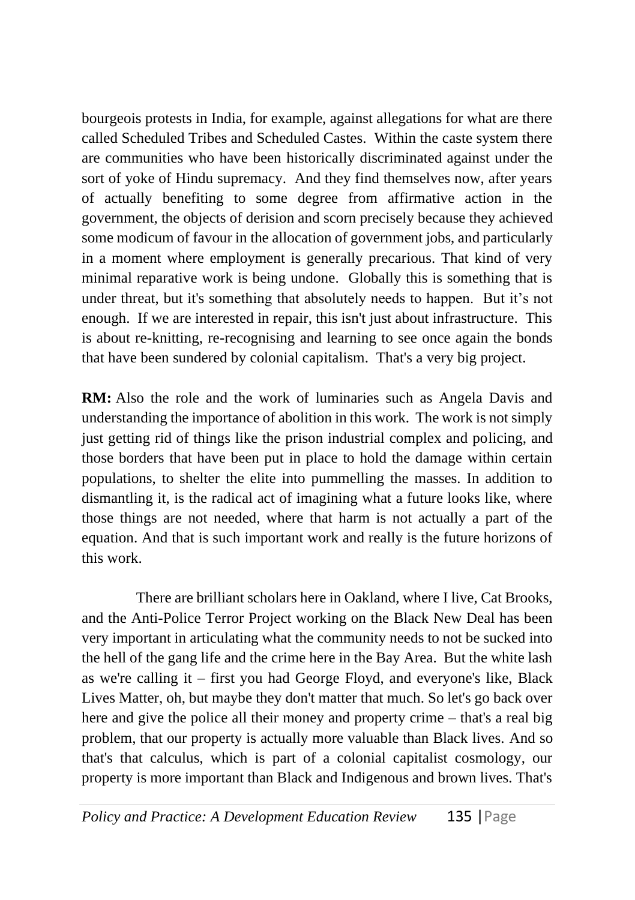bourgeois protests in India, for example, against allegations for what are there called Scheduled Tribes and Scheduled Castes. Within the caste system there are communities who have been historically discriminated against under the sort of yoke of Hindu supremacy. And they find themselves now, after years of actually benefiting to some degree from affirmative action in the government, the objects of derision and scorn precisely because they achieved some modicum of favour in the allocation of government jobs, and particularly in a moment where employment is generally precarious. That kind of very minimal reparative work is being undone. Globally this is something that is under threat, but it's something that absolutely needs to happen. But it's not enough. If we are interested in repair, this isn't just about infrastructure. This is about re-knitting, re-recognising and learning to see once again the bonds that have been sundered by colonial capitalism. That's a very big project.

**RM:** Also the role and the work of luminaries such as Angela Davis and understanding the importance of abolition in this work. The work is not simply just getting rid of things like the prison industrial complex and policing, and those borders that have been put in place to hold the damage within certain populations, to shelter the elite into pummelling the masses. In addition to dismantling it, is the radical act of imagining what a future looks like, where those things are not needed, where that harm is not actually a part of the equation. And that is such important work and really is the future horizons of this work.

There are brilliant scholars here in Oakland, where I live, Cat Brooks, and the Anti-Police Terror Project working on the Black New Deal has been very important in articulating what the community needs to not be sucked into the hell of the gang life and the crime here in the Bay Area. But the white lash as we're calling it – first you had George Floyd, and everyone's like, Black Lives Matter, oh, but maybe they don't matter that much. So let's go back over here and give the police all their money and property crime – that's a real big problem, that our property is actually more valuable than Black lives. And so that's that calculus, which is part of a colonial capitalist cosmology, our property is more important than Black and Indigenous and brown lives. That's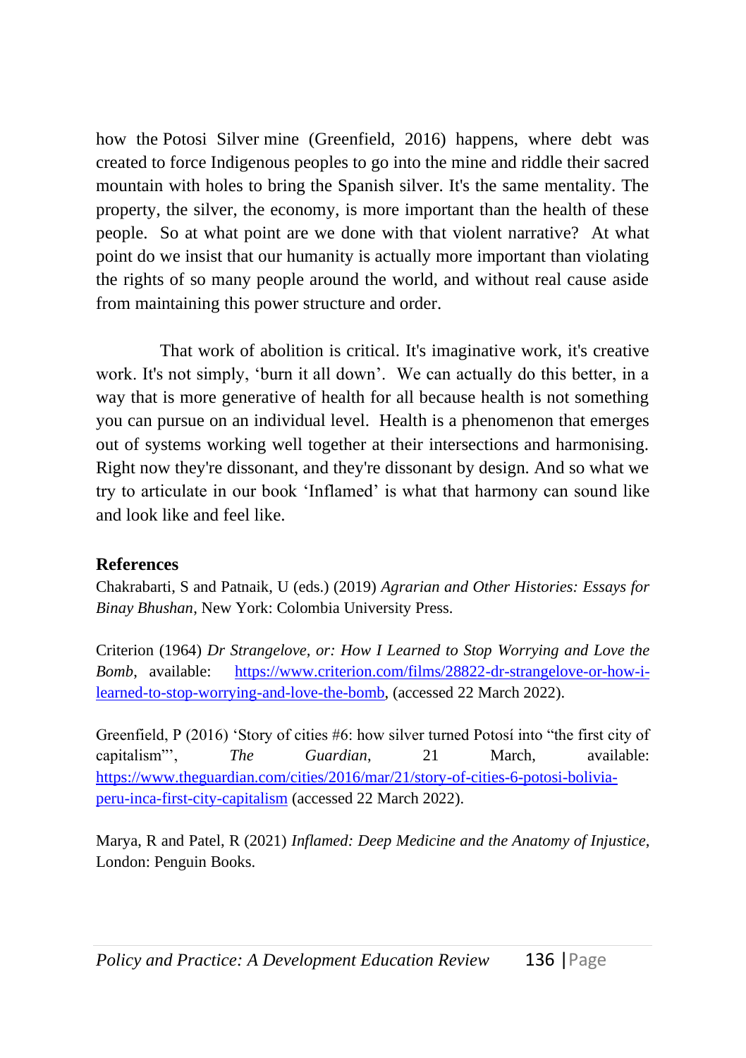how the Potosi Silver mine (Greenfield, 2016) happens, where debt was created to force Indigenous peoples to go into the mine and riddle their sacred mountain with holes to bring the Spanish silver. It's the same mentality. The property, the silver, the economy, is more important than the health of these people. So at what point are we done with that violent narrative? At what point do we insist that our humanity is actually more important than violating the rights of so many people around the world, and without real cause aside from maintaining this power structure and order.

That work of abolition is critical. It's imaginative work, it's creative work. It's not simply, 'burn it all down'. We can actually do this better, in a way that is more generative of health for all because health is not something you can pursue on an individual level. Health is a phenomenon that emerges out of systems working well together at their intersections and harmonising. Right now they're dissonant, and they're dissonant by design. And so what we try to articulate in our book 'Inflamed' is what that harmony can sound like and look like and feel like.

## References

Chakrabarti, S and Patnaik, U (eds.) (2019) *Agrarian and Other Histories: Essays for Binay Bhushan*, New York: Colombia University Press.

Criterion (1964) *Dr Strangelove, or: How I Learned to Stop Worrying and Love the Bomb*, available: https://www.criterion.com/films/28822-dr-strangelove-or-how-i-learned-to-stop-worrying-and-love-the-bomb, (accessed 22 March 2022).

Greenfield, P (2016) 'Story of cities #6: how silver turned Potosí into "the first city of capitalism"', *The Guardian*, 21 March, available: https://www.theguardian.com/cities/2016/mar/21/story-of-cities-6-potosi-bolivia-peru-inca-first-city-capitalism (accessed 22 March 2022).

Marya, R and Patel, R (2021) *Inflamed: Deep Medicine and the Anatomy of Injustice*, London: Penguin Books.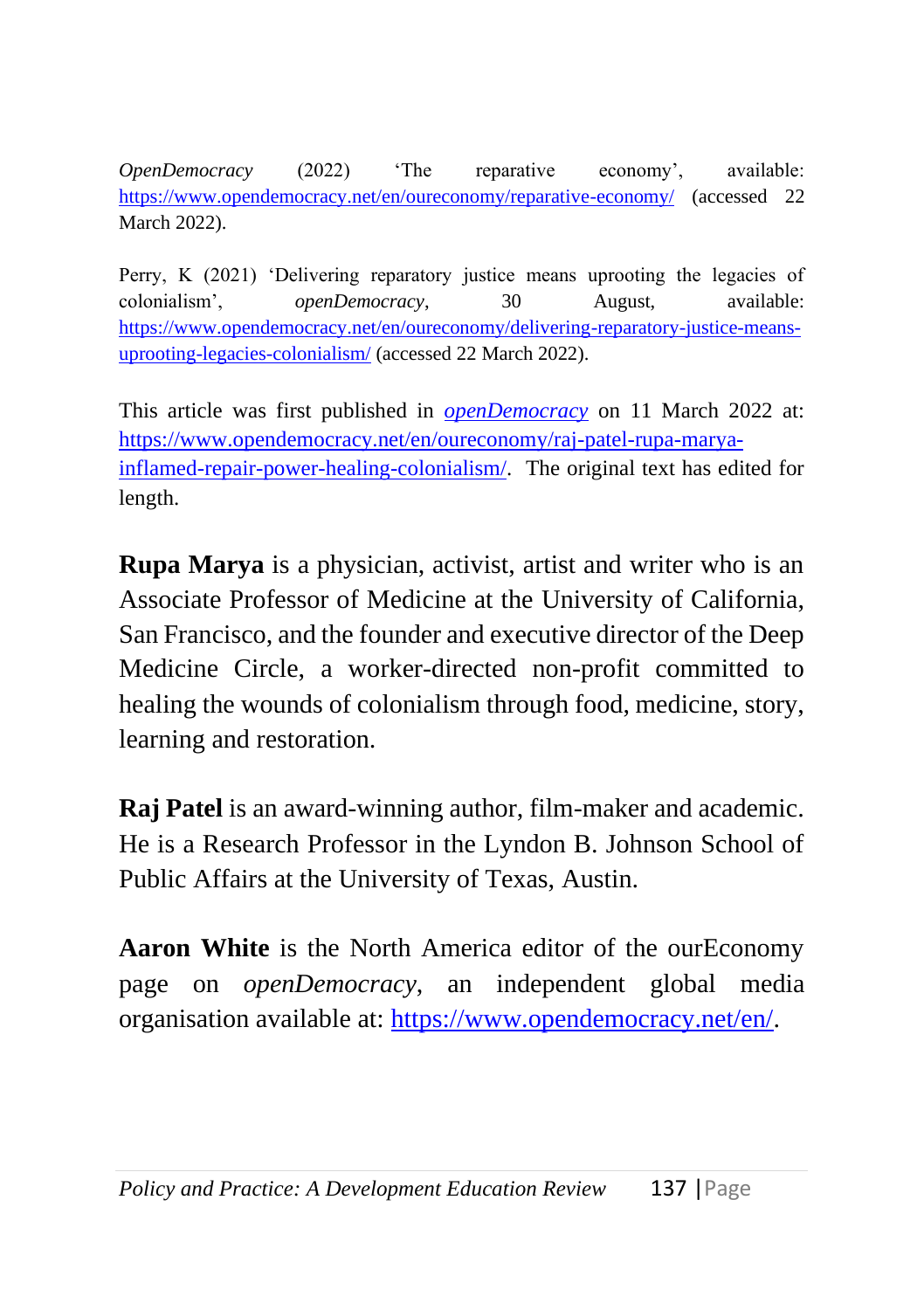*OpenDemocracy* (2022) 'The reparative economy', available: https://www.opendemocracy.net/en/oureconomy/reparative-economy/ (accessed 22 March 2022).

Perry, K (2021) 'Delivering reparatory justice means uprooting the legacies of colonialism', *openDemocracy*, 30 August, available: https://www.opendemocracy.net/en/oureconomy/delivering-reparatory-justice-means-uprooting-legacies-colonialism/ (accessed 22 March 2022).

This article was first published in *openDemocracy* on 11 March 2022 at: https://www.opendemocracy.net/en/oureconomy/raj-patel-rupa-marya-inflamed-repair-power-healing-colonialism/. The original text has edited for length.

**Rupa Marya** is a physician, activist, artist and writer who is an Associate Professor of Medicine at the University of California, San Francisco, and the founder and executive director of the Deep Medicine Circle, a worker-directed non-profit committed to healing the wounds of colonialism through food, medicine, story, learning and restoration.

**Raj Patel** is an award-winning author, film-maker and academic. He is a Research Professor in the Lyndon B. Johnson School of Public Affairs at the University of Texas, Austin.

**Aaron White** is the North America editor of the ourEconomy page on *openDemocracy*, an independent global media organisation available at: https://www.opendemocracy.net/en/.